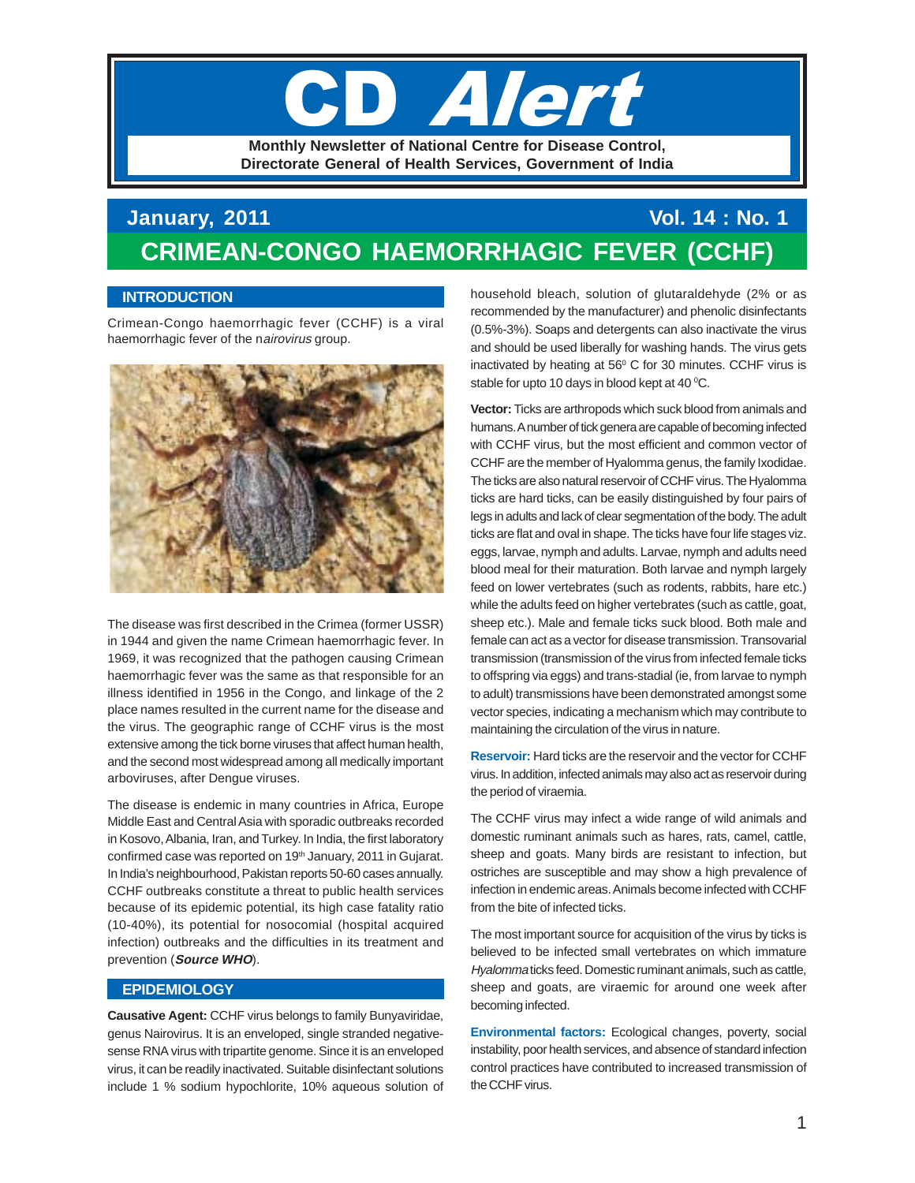# CD Alert

**Monthly Newsletter of National Centre for Disease Control, Directorate General of Health Services, Government of India**

**January, 2011** **Vol. 14 : No. 1**

# CRIMEAN-CONGO HAEMORRHAGIC FEVER (CCHF)

## INTRODUCTION

Crimean-Congo haemorrhagic fever (CCHF) is a viral haemorrhagic fever of the n*airovirus* group.

The disease was first described in the Crimea (former USSR) in 1944 and given the name Crimean haemorrhagic fever. In 1969, it was recognized that the pathogen causing Crimean haemorrhagic fever was the same as that responsible for an illness identified in 1956 in the Congo, and linkage of the 2 place names resulted in the current name for the disease and the virus. The geographic range of CCHF virus is the most extensive among the tick borne viruses that affect human health, and the second most widespread among all medically important arboviruses, after Dengue viruses.

The disease is endemic in many countries in Africa, Europe Middle East and Central Asia with sporadic outbreaks recorded in Kosovo, Albania, Iran, and Turkey. In India, the first laboratory confirmed case was reported on 19th January, 2011 in Gujarat. In India's neighbourhood, Pakistan reports 50-60 cases annually. CCHF outbreaks constitute a threat to public health services because of its epidemic potential, its high case fatality ratio (10-40%), its potential for nosocomial (hospital acquired infection) outbreaks and the difficulties in its treatment and prevention (***Source WHO***).

## EPIDEMIOLOGY

**Causative Agent:** CCHF virus belongs to family Bunyaviridae, genus Nairovirus. It is an enveloped, single stranded negative-sense RNA virus with tripartite genome. Since it is an enveloped virus, it can be readily inactivated. Suitable disinfectant solutions include 1 % sodium hypochlorite, 10% aqueous solution of household bleach, solution of glutaraldehyde (2% or as recommended by the manufacturer) and phenolic disinfectants (0.5%-3%). Soaps and detergents can also inactivate the virus and should be used liberally for washing hands. The virus gets inactivated by heating at 56$^{0}$ C for 30 minutes. CCHF virus is stable for upto 10 days in blood kept at 40 $^{0}$C.

**Vector:** Ticks are arthropods which suck blood from animals and humans. A number of tick genera are capable of becoming infected with CCHF virus, but the most efficient and common vector of CCHF are the member of Hyalomma genus, the family Ixodidae. The ticks are also natural reservoir of CCHF virus. The Hyalomma ticks are hard ticks, can be easily distinguished by four pairs of legs in adults and lack of clear segmentation of the body. The adult ticks are flat and oval in shape. The ticks have four life stages viz. eggs, larvae, nymph and adults. Larvae, nymph and adults need blood meal for their maturation. Both larvae and nymph largely feed on lower vertebrates (such as rodents, rabbits, hare etc.) while the adults feed on higher vertebrates (such as cattle, goat, sheep etc.). Male and female ticks suck blood. Both male and female can act as a vector for disease transmission. Transovarial transmission (transmission of the virus from infected female ticks to offspring via eggs) and trans-stadial (ie, from larvae to nymph to adult) transmissions have been demonstrated amongst some vector species, indicating a mechanism which may contribute to maintaining the circulation of the virus in nature.

**Reservoir:** Hard ticks are the reservoir and the vector for CCHF virus. In addition, infected animals may also act as reservoir during the period of viraemia.

The CCHF virus may infect a wide range of wild animals and domestic ruminant animals such as hares, rats, camel, cattle, sheep and goats. Many birds are resistant to infection, but ostriches are susceptible and may show a high prevalence of infection in endemic areas. Animals become infected with CCHF from the bite of infected ticks.

The most important source for acquisition of the virus by ticks is believed to be infected small vertebrates on which immature *Hyalomma* ticks feed. Domestic ruminant animals, such as cattle, sheep and goats, are viraemic for around one week after becoming infected.

**Environmental factors:** Ecological changes, poverty, social instability, poor health services, and absence of standard infection control practices have contributed to increased transmission of the CCHF virus.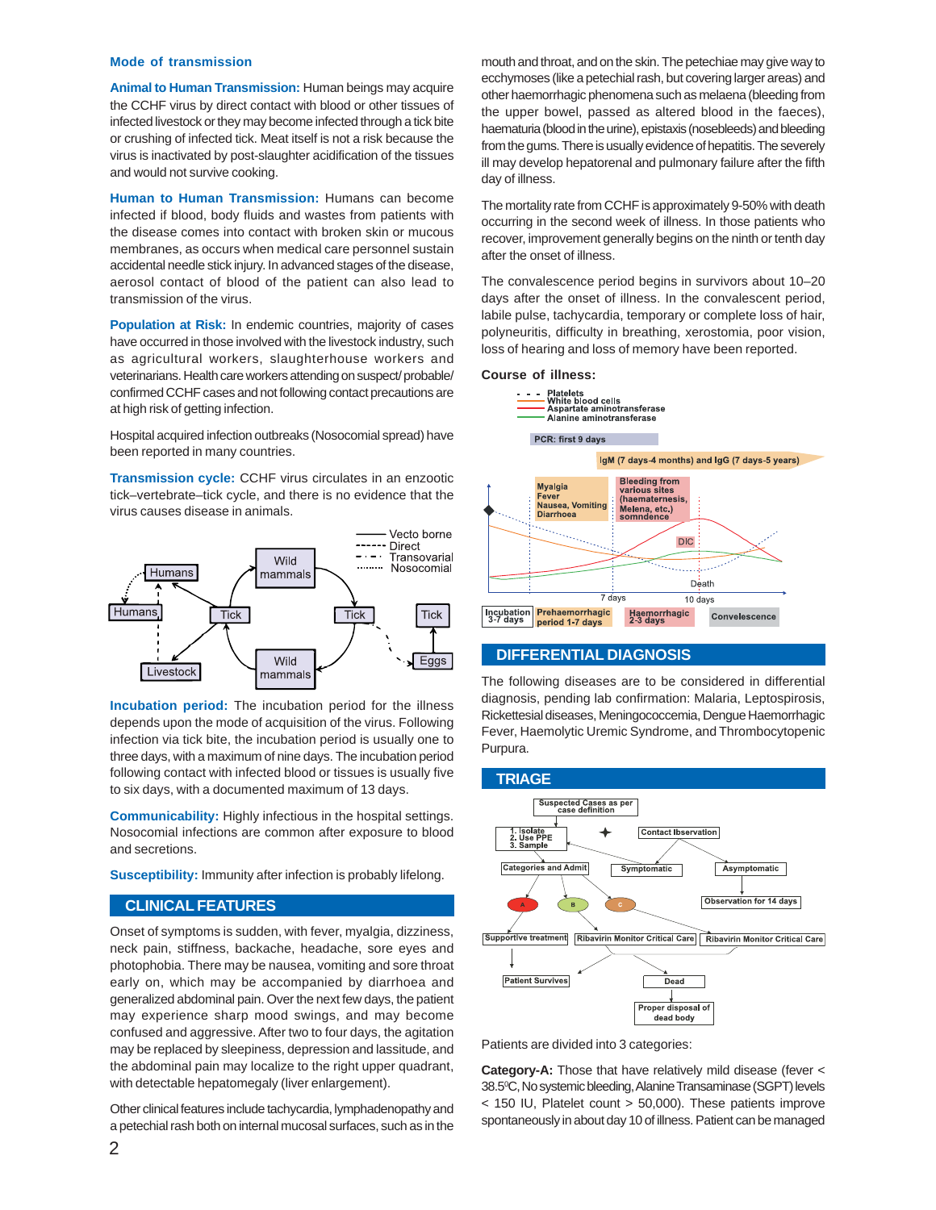## Mode of transmission

**Animal to Human Transmission:** Human beings may acquire the CCHF virus by direct contact with blood or other tissues of infected livestock or they may become infected through a tick bite or crushing of infected tick. Meat itself is not a risk because the virus is inactivated by post-slaughter acidification of the tissues and would not survive cooking.

**Human to Human Transmission:** Humans can become infected if blood, body fluids and wastes from patients with the disease comes into contact with broken skin or mucous membranes, as occurs when medical care personnel sustain accidental needle stick injury. In advanced stages of the disease, aerosol contact of blood of the patient can also lead to transmission of the virus.

**Population at Risk:** In endemic countries, majority of cases have occurred in those involved with the livestock industry, such as agricultural workers, slaughterhouse workers and veterinarians. Health care workers attending on suspect/ probable/ confirmed CCHF cases and not following contact precautions are at high risk of getting infection.

Hospital acquired infection outbreaks (Nosocomial spread) have been reported in many countries.

**Transmission cycle:** CCHF virus circulates in an enzootic tick–vertebrate–tick cycle, and there is no evidence that the virus causes disease in animals.

**Incubation period:** The incubation period for the illness depends upon the mode of acquisition of the virus. Following infection via tick bite, the incubation period is usually one to three days, with a maximum of nine days. The incubation period following contact with infected blood or tissues is usually five to six days, with a documented maximum of 13 days.

**Communicability:** Highly infectious in the hospital settings. Nosocomial infections are common after exposure to blood and secretions.

**Susceptibility:** Immunity after infection is probably lifelong.

## CLINICAL FEATURES

Onset of symptoms is sudden, with fever, myalgia, dizziness, neck pain, stiffness, backache, headache, sore eyes and photophobia. There may be nausea, vomiting and sore throat early on, which may be accompanied by diarrhoea and generalized abdominal pain. Over the next few days, the patient may experience sharp mood swings, and may become confused and aggressive. After two to four days, the agitation may be replaced by sleepiness, depression and lassitude, and the abdominal pain may localize to the right upper quadrant, with detectable hepatomegaly (liver enlargement).

Other clinical features include tachycardia, lymphadenopathy and a petechial rash both on internal mucosal surfaces, such as in the mouth and throat, and on the skin. The petechiae may give way to ecchymoses (like a petechial rash, but covering larger areas) and other haemorrhagic phenomena such as melaena (bleeding from the upper bowel, passed as altered blood in the faeces), haematuria (blood in the urine), epistaxis (nosebleeds) and bleeding from the gums. There is usually evidence of hepatitis. The severely ill may develop hepatorenal and pulmonary failure after the fifth day of illness.

The mortality rate from CCHF is approximately 9-50% with death occurring in the second week of illness. In those patients who recover, improvement generally begins on the ninth or tenth day after the onset of illness.

The convalescence period begins in survivors about 10–20 days after the onset of illness. In the convalescent period, labile pulse, tachycardia, temporary or complete loss of hair, polyneuritis, difficulty in breathing, xerostomia, poor vision, loss of hearing and loss of memory have been reported.

**Course of illness:**

## DIFFERENTIAL DIAGNOSIS

The following diseases are to be considered in differential diagnosis, pending lab confirmation: Malaria, Leptospirosis, Rickettesial diseases, Meningococcemia, Dengue Haemorrhagic Fever, Haemolytic Uremic Syndrome, and Thrombocytopenic Purpura.

## TRIAGE

Patients are divided into 3 categories:

**Category-A:** Those that have relatively mild disease (fever < 38.5$^{0}$C, No systemic bleeding, Alanine Transaminase (SGPT) levels < 150 IU, Platelet count > 50,000). These patients improve spontaneously in about day 10 of illness. Patient can be managed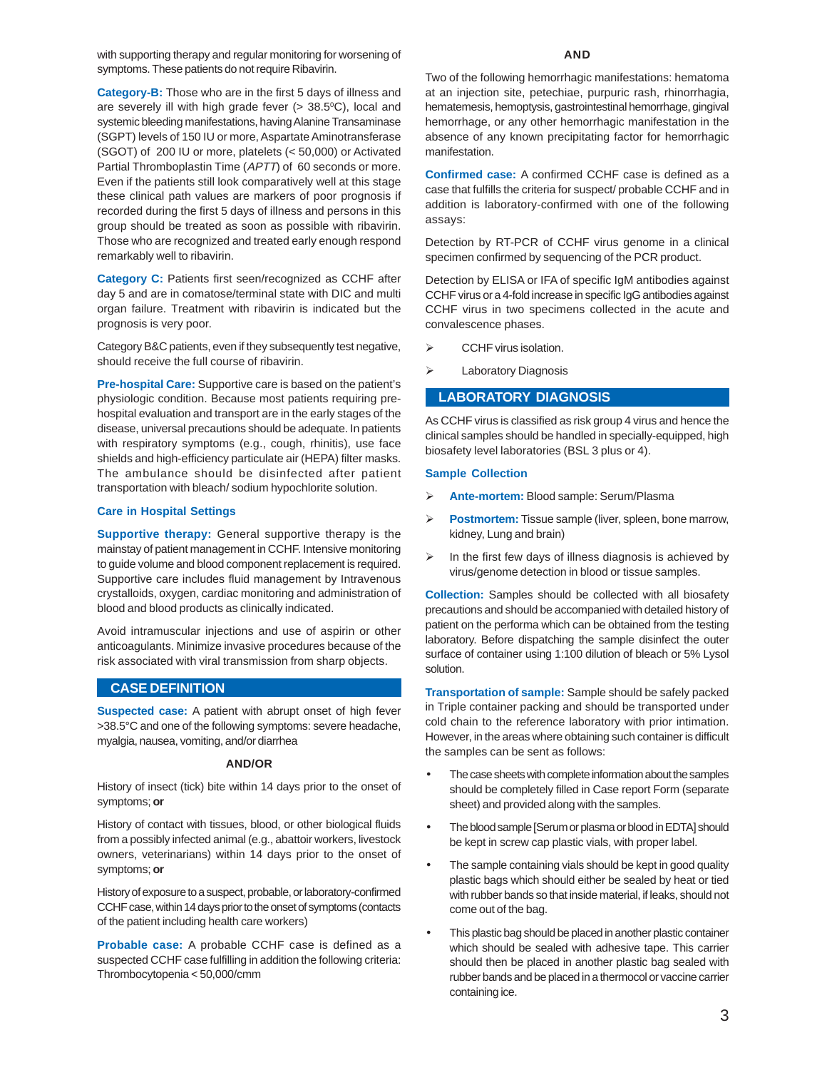with supporting therapy and regular monitoring for worsening of symptoms. These patients do not require Ribavirin.

**Category-B:** Those who are in the first 5 days of illness and are severely ill with high grade fever (> 38.5$^{0}$C), local and systemic bleeding manifestations, having Alanine Transaminase (SGPT) levels of 150 IU or more, Aspartate Aminotransferase (SGOT) of 200 IU or more, platelets (< 50,000) or Activated Partial Thromboplastin Time (*APTT*) of 60 seconds or more. Even if the patients still look comparatively well at this stage these clinical path values are markers of poor prognosis if recorded during the first 5 days of illness and persons in this group should be treated as soon as possible with ribavirin. Those who are recognized and treated early enough respond remarkably well to ribavirin.

**Category C:** Patients first seen/recognized as CCHF after day 5 and are in comatose/terminal state with DIC and multi organ failure. Treatment with ribavirin is indicated but the prognosis is very poor.

Category B&C patients, even if they subsequently test negative, should receive the full course of ribavirin.

**Pre-hospital Care:** Supportive care is based on the patient's physiologic condition. Because most patients requiring pre-hospital evaluation and transport are in the early stages of the disease, universal precautions should be adequate. In patients with respiratory symptoms (e.g., cough, rhinitis), use face shields and high-efficiency particulate air (HEPA) filter masks. The ambulance should be disinfected after patient transportation with bleach/ sodium hypochlorite solution.

### Care in Hospital Settings

**Supportive therapy:** General supportive therapy is the mainstay of patient management in CCHF. Intensive monitoring to guide volume and blood component replacement is required. Supportive care includes fluid management by Intravenous crystalloids, oxygen, cardiac monitoring and administration of blood and blood products as clinically indicated.

Avoid intramuscular injections and use of aspirin or other anticoagulants. Minimize invasive procedures because of the risk associated with viral transmission from sharp objects.

## CASE DEFINITION

**Suspected case:** A patient with abrupt onset of high fever >38.5°C and one of the following symptoms: severe headache, myalgia, nausea, vomiting, and/or diarrhea

**AND/OR**

History of insect (tick) bite within 14 days prior to the onset of symptoms; **or**

History of contact with tissues, blood, or other biological fluids from a possibly infected animal (e.g., abattoir workers, livestock owners, veterinarians) within 14 days prior to the onset of symptoms; **or**

History of exposure to a suspect, probable, or laboratory-confirmed CCHF case, within 14 days prior to the onset of symptoms (contacts of the patient including health care workers)

**Probable case:** A probable CCHF case is defined as a suspected CCHF case fulfilling in addition the following criteria: Thrombocytopenia < 50,000/cmm

**AND**

Two of the following hemorrhagic manifestations: hematoma at an injection site, petechiae, purpuric rash, rhinorrhagia, hematemesis, hemoptysis, gastrointestinal hemorrhage, gingival hemorrhage, or any other hemorrhagic manifestation in the absence of any known precipitating factor for hemorrhagic manifestation.

**Confirmed case:** A confirmed CCHF case is defined as a case that fulfills the criteria for suspect/ probable CCHF and in addition is laboratory-confirmed with one of the following assays:

Detection by RT-PCR of CCHF virus genome in a clinical specimen confirmed by sequencing of the PCR product.

Detection by ELISA or IFA of specific IgM antibodies against CCHF virus or a 4-fold increase in specific IgG antibodies against CCHF virus in two specimens collected in the acute and convalescence phases.

- CCHF virus isolation.
- Laboratory Diagnosis

## LABORATORY DIAGNOSIS

As CCHF virus is classified as risk group 4 virus and hence the clinical samples should be handled in specially-equipped, high biosafety level laboratories (BSL 3 plus or 4).

### Sample Collection

- **Ante-mortem:** Blood sample: Serum/Plasma
- **Postmortem:** Tissue sample (liver, spleen, bone marrow, kidney, Lung and brain)
- In the first few days of illness diagnosis is achieved by virus/genome detection in blood or tissue samples.

**Collection:** Samples should be collected with all biosafety precautions and should be accompanied with detailed history of patient on the performa which can be obtained from the testing laboratory. Before dispatching the sample disinfect the outer surface of container using 1:100 dilution of bleach or 5% Lysol solution.

**Transportation of sample:** Sample should be safely packed in Triple container packing and should be transported under cold chain to the reference laboratory with prior intimation. However, in the areas where obtaining such container is difficult the samples can be sent as follows:

- The case sheets with complete information about the samples should be completely filled in Case report Form (separate sheet) and provided along with the samples.
- The blood sample [Serum or plasma or blood in EDTA] should be kept in screw cap plastic vials, with proper label.
- The sample containing vials should be kept in good quality plastic bags which should either be sealed by heat or tied with rubber bands so that inside material, if leaks, should not come out of the bag.
- This plastic bag should be placed in another plastic container which should be sealed with adhesive tape. This carrier should then be placed in another plastic bag sealed with rubber bands and be placed in a thermocol or vaccine carrier containing ice.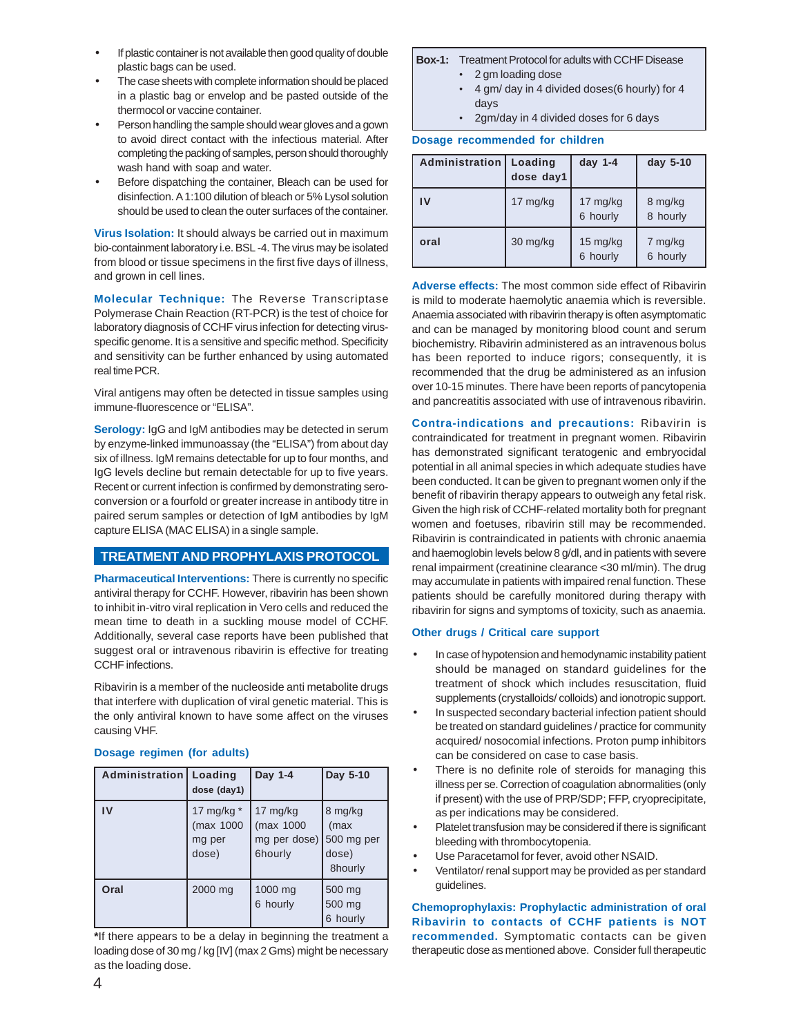- If plastic container is not available then good quality of double plastic bags can be used.
- The case sheets with complete information should be placed in a plastic bag or envelop and be pasted outside of the thermocol or vaccine container.
- Person handling the sample should wear gloves and a gown to avoid direct contact with the infectious material. After completing the packing of samples, person should thoroughly wash hand with soap and water.
- Before dispatching the container, Bleach can be used for disinfection. A 1:100 dilution of bleach or 5% Lysol solution should be used to clean the outer surfaces of the container.

**Virus Isolation:** It should always be carried out in maximum bio-containment laboratory i.e. BSL -4. The virus may be isolated from blood or tissue specimens in the first five days of illness, and grown in cell lines.

**Molecular Technique:** The Reverse Transcriptase Polymerase Chain Reaction (RT-PCR) is the test of choice for laboratory diagnosis of CCHF virus infection for detecting virus-specific genome. It is a sensitive and specific method. Specificity and sensitivity can be further enhanced by using automated real time PCR.

Viral antigens may often be detected in tissue samples using immune-fluorescence or "ELISA".

**Serology:** IgG and IgM antibodies may be detected in serum by enzyme-linked immunoassay (the "ELISA") from about day six of illness. IgM remains detectable for up to four months, and IgG levels decline but remain detectable for up to five years. Recent or current infection is confirmed by demonstrating sero-conversion or a fourfold or greater increase in antibody titre in paired serum samples or detection of IgM antibodies by IgM capture ELISA (MAC ELISA) in a single sample.

## TREATMENT AND PROPHYLAXIS PROTOCOL

**Pharmaceutical Interventions:** There is currently no specific antiviral therapy for CCHF. However, ribavirin has been shown to inhibit in-vitro viral replication in Vero cells and reduced the mean time to death in a suckling mouse model of CCHF. Additionally, several case reports have been published that suggest oral or intravenous ribavirin is effective for treating CCHF infections.

Ribavirin is a member of the nucleoside anti metabolite drugs that interfere with duplication of viral genetic material. This is the only antiviral known to have some affect on the viruses causing VHF.

**Dosage regimen (for adults)**

| Administration | Loading dose (day1) | Day 1-4 | Day 5-10 |
|---|---|---|---|
| IV | 17 mg/kg * (max 1000 mg per dose) | 17 mg/kg (max 1000 mg per dose) 6hourly | 8 mg/kg (max 500 mg per dose) 8hourly |
| Oral | 2000 mg | 1000 mg 6 hourly | 500 mg 500 mg 6 hourly |

*If there appears to be a delay in beginning the treatment a loading dose of 30 mg / kg [IV] (max 2 Gms) might be necessary as the loading dose.

**Box-1:** Treatment Protocol for adults with CCHF Disease
- 2 gm loading dose
- 4 gm/ day in 4 divided doses(6 hourly) for 4 days
- 2gm/day in 4 divided doses for 6 days

**Dosage recommended for children**

| Administration | Loading dose day1 | day 1-4 | day 5-10 |
|---|---|---|---|
| IV | 17 mg/kg | 17 mg/kg 6 hourly | 8 mg/kg 8 hourly |
| oral | 30 mg/kg | 15 mg/kg 6 hourly | 7 mg/kg 6 hourly |

**Adverse effects:** The most common side effect of Ribavirin is mild to moderate haemolytic anaemia which is reversible. Anaemia associated with ribavirin therapy is often asymptomatic and can be managed by monitoring blood count and serum biochemistry. Ribavirin administered as an intravenous bolus has been reported to induce rigors; consequently, it is recommended that the drug be administered as an infusion over 10-15 minutes. There have been reports of pancytopenia and pancreatitis associated with use of intravenous ribavirin.

**Contra-indications and precautions:** Ribavirin is contraindicated for treatment in pregnant women. Ribavirin has demonstrated significant teratogenic and embryocidal potential in all animal species in which adequate studies have been conducted. It can be given to pregnant women only if the benefit of ribavirin therapy appears to outweigh any fetal risk. Given the high risk of CCHF-related mortality both for pregnant women and foetuses, ribavirin still may be recommended. Ribavirin is contraindicated in patients with chronic anaemia and haemoglobin levels below 8 g/dl, and in patients with severe renal impairment (creatinine clearance <30 ml/min). The drug may accumulate in patients with impaired renal function. These patients should be carefully monitored during therapy with ribavirin for signs and symptoms of toxicity, such as anaemia.

**Other drugs / Critical care support**

- In case of hypotension and hemodynamic instability patient should be managed on standard guidelines for the treatment of shock which includes resuscitation, fluid supplements (crystalloids/ colloids) and ionotropic support.
- In suspected secondary bacterial infection patient should be treated on standard guidelines / practice for community acquired/ nosocomial infections. Proton pump inhibitors can be considered on case to case basis.
- There is no definite role of steroids for managing this illness per se. Correction of coagulation abnormalities (only if present) with the use of PRP/SDP; FFP, cryoprecipitate, as per indications may be considered.
- Platelet transfusion may be considered if there is significant bleeding with thrombocytopenia.
- Use Paracetamol for fever, avoid other NSAID.
- Ventilator/ renal support may be provided as per standard guidelines.

**Chemoprophylaxis: Prophylactic administration of oral Ribavirin to contacts of CCHF patients is NOT recommended.** Symptomatic contacts can be given therapeutic dose as mentioned above. Consider full therapeutic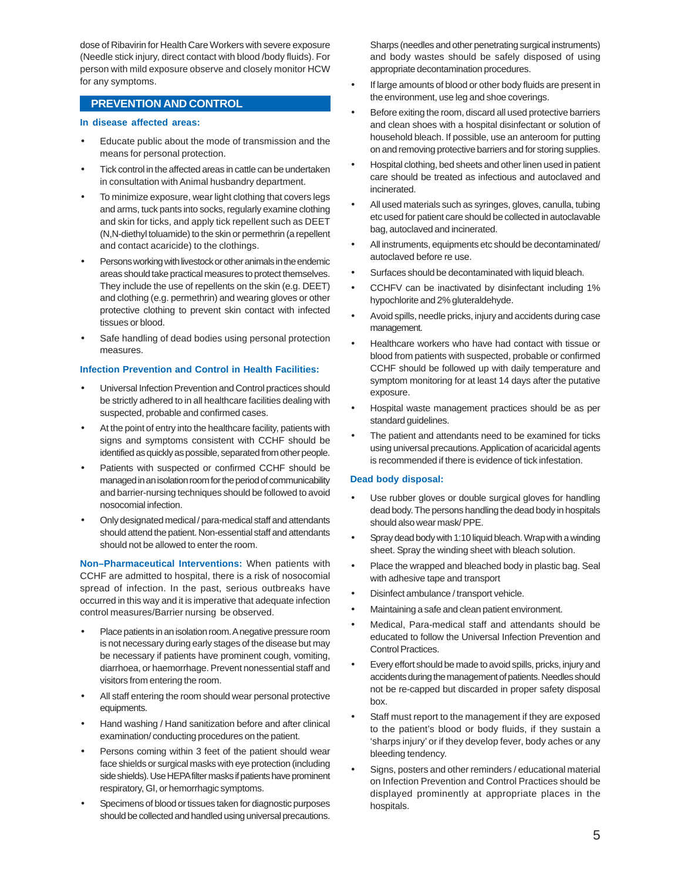dose of Ribavirin for Health Care Workers with severe exposure (Needle stick injury, direct contact with blood /body fluids). For person with mild exposure observe and closely monitor HCW for any symptoms.

## PREVENTION AND CONTROL

### In disease affected areas:

- Educate public about the mode of transmission and the means for personal protection.
- Tick control in the affected areas in cattle can be undertaken in consultation with Animal husbandry department.
- To minimize exposure, wear light clothing that covers legs and arms, tuck pants into socks, regularly examine clothing and skin for ticks, and apply tick repellent such as DEET (N,N-diethyl toluamide) to the skin or permethrin (a repellent and contact acaricide) to the clothings.
- Persons working with livestock or other animals in the endemic areas should take practical measures to protect themselves. They include the use of repellents on the skin (e.g. DEET) and clothing (e.g. permethrin) and wearing gloves or other protective clothing to prevent skin contact with infected tissues or blood.
- Safe handling of dead bodies using personal protection measures.

### Infection Prevention and Control in Health Facilities:

- Universal Infection Prevention and Control practices should be strictly adhered to in all healthcare facilities dealing with suspected, probable and confirmed cases.
- At the point of entry into the healthcare facility, patients with signs and symptoms consistent with CCHF should be identified as quickly as possible, separated from other people.
- Patients with suspected or confirmed CCHF should be managed in an isolation room for the period of communicability and barrier-nursing techniques should be followed to avoid nosocomial infection.
- Only designated medical / para-medical staff and attendants should attend the patient. Non-essential staff and attendants should not be allowed to enter the room.

**Non–Pharmaceutical Interventions:** When patients with CCHF are admitted to hospital, there is a risk of nosocomial spread of infection. In the past, serious outbreaks have occurred in this way and it is imperative that adequate infection control measures/Barrier nursing be observed.

- Place patients in an isolation room. A negative pressure room is not necessary during early stages of the disease but may be necessary if patients have prominent cough, vomiting, diarrhoea, or haemorrhage. Prevent nonessential staff and visitors from entering the room.
- All staff entering the room should wear personal protective equipments.
- Hand washing / Hand sanitization before and after clinical examination/ conducting procedures on the patient.
- Persons coming within 3 feet of the patient should wear face shields or surgical masks with eye protection (including side shields). Use HEPA filter masks if patients have prominent respiratory, GI, or hemorrhagic symptoms.
- Specimens of blood or tissues taken for diagnostic purposes should be collected and handled using universal precautions. Sharps (needles and other penetrating surgical instruments) and body wastes should be safely disposed of using appropriate decontamination procedures.
- If large amounts of blood or other body fluids are present in the environment, use leg and shoe coverings.
- Before exiting the room, discard all used protective barriers and clean shoes with a hospital disinfectant or solution of household bleach. If possible, use an anteroom for putting on and removing protective barriers and for storing supplies.
- Hospital clothing, bed sheets and other linen used in patient care should be treated as infectious and autoclaved and incinerated.
- All used materials such as syringes, gloves, canulla, tubing etc used for patient care should be collected in autoclavable bag, autoclaved and incinerated.
- All instruments, equipments etc should be decontaminated/ autoclaved before re use.
- Surfaces should be decontaminated with liquid bleach.
- CCHFV can be inactivated by disinfectant including 1% hypochlorite and 2% gluteraldehyde.
- Avoid spills, needle pricks, injury and accidents during case management.
- Healthcare workers who have had contact with tissue or blood from patients with suspected, probable or confirmed CCHF should be followed up with daily temperature and symptom monitoring for at least 14 days after the putative exposure.
- Hospital waste management practices should be as per standard guidelines.
- The patient and attendants need to be examined for ticks using universal precautions. Application of acaricidal agents is recommended if there is evidence of tick infestation.

### Dead body disposal:

- Use rubber gloves or double surgical gloves for handling dead body. The persons handling the dead body in hospitals should also wear mask/ PPE.
- Spray dead body with 1:10 liquid bleach. Wrap with a winding sheet. Spray the winding sheet with bleach solution.
- Place the wrapped and bleached body in plastic bag. Seal with adhesive tape and transport
- Disinfect ambulance / transport vehicle.
- Maintaining a safe and clean patient environment.
- Medical, Para-medical staff and attendants should be educated to follow the Universal Infection Prevention and Control Practices.
- Every effort should be made to avoid spills, pricks, injury and accidents during the management of patients. Needles should not be re-capped but discarded in proper safety disposal box.
- Staff must report to the management if they are exposed to the patient's blood or body fluids, if they sustain a 'sharps injury' or if they develop fever, body aches or any bleeding tendency.
- Signs, posters and other reminders / educational material on Infection Prevention and Control Practices should be displayed prominently at appropriate places in the hospitals.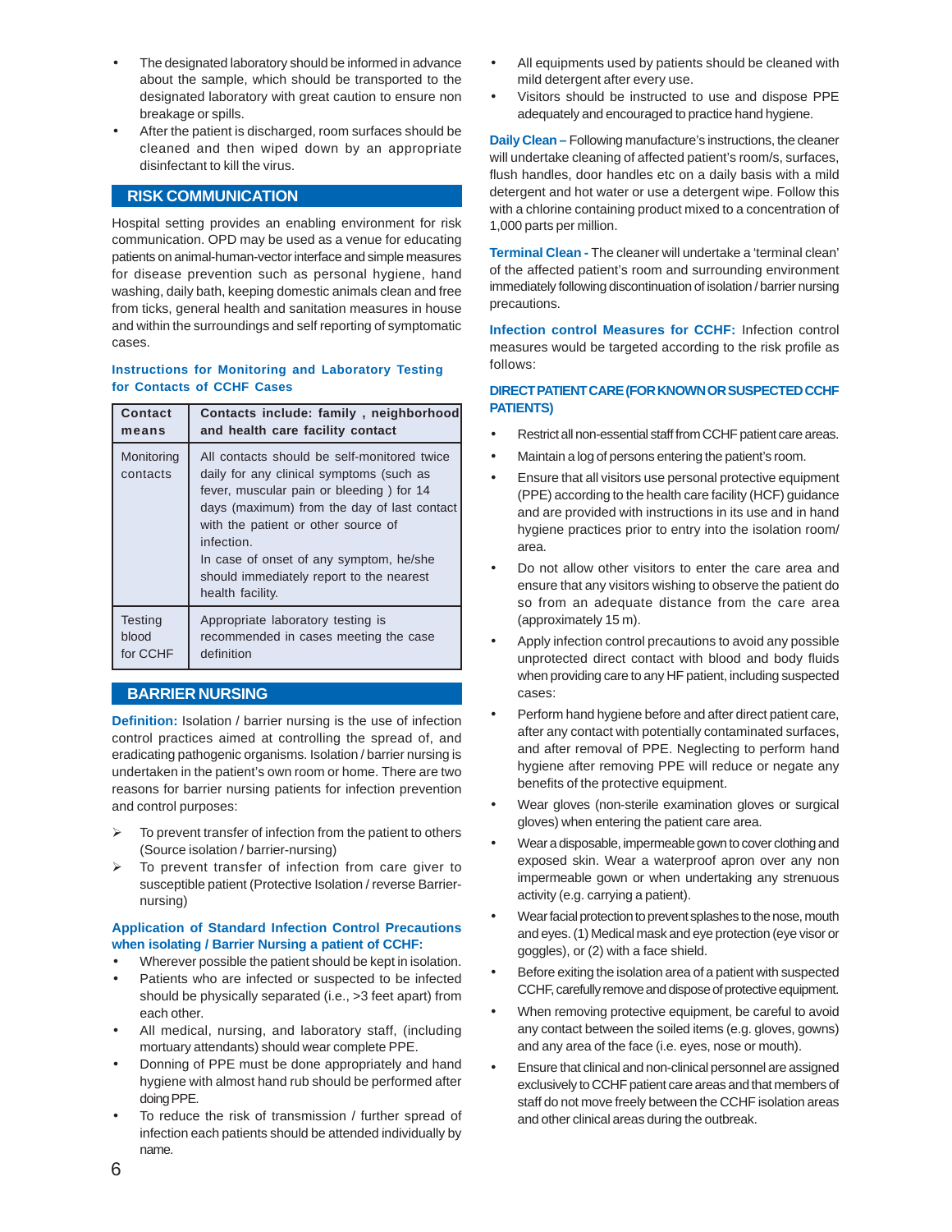- The designated laboratory should be informed in advance about the sample, which should be transported to the designated laboratory with great caution to ensure non breakage or spills.
- After the patient is discharged, room surfaces should be cleaned and then wiped down by an appropriate disinfectant to kill the virus.

## RISK COMMUNICATION

Hospital setting provides an enabling environment for risk communication. OPD may be used as a venue for educating patients on animal-human-vector interface and simple measures for disease prevention such as personal hygiene, hand washing, daily bath, keeping domestic animals clean and free from ticks, general health and sanitation measures in house and within the surroundings and self reporting of symptomatic cases.

### Instructions for Monitoring and Laboratory Testing for Contacts of CCHF Cases

| Contact means | Contacts include: family , neighborhood and health care facility contact |
|---|---|
| Monitoring contacts | All contacts should be self-monitored twice daily for any clinical symptoms (such as fever, muscular pain or bleeding ) for 14 days (maximum) from the day of last contact with the patient or other source of infection.<br>In case of onset of any symptom, he/she should immediately report to the nearest health facility. |
| Testing blood for CCHF | Appropriate laboratory testing is recommended in cases meeting the case definition |

## BARRIER NURSING

**Definition:** Isolation / barrier nursing is the use of infection control practices aimed at controlling the spread of, and eradicating pathogenic organisms. Isolation / barrier nursing is undertaken in the patient's own room or home. There are two reasons for barrier nursing patients for infection prevention and control purposes:

- To prevent transfer of infection from the patient to others (Source isolation / barrier-nursing)
- To prevent transfer of infection from care giver to susceptible patient (Protective Isolation / reverse Barrier-nursing)

**Application of Standard Infection Control Precautions when isolating / Barrier Nursing a patient of CCHF:**

- Wherever possible the patient should be kept in isolation.
- Patients who are infected or suspected to be infected should be physically separated (i.e., >3 feet apart) from each other.
- All medical, nursing, and laboratory staff, (including mortuary attendants) should wear complete PPE.
- Donning of PPE must be done appropriately and hand hygiene with almost hand rub should be performed after doing PPE.
- To reduce the risk of transmission / further spread of infection each patients should be attended individually by name.
- All equipments used by patients should be cleaned with mild detergent after every use.
- Visitors should be instructed to use and dispose PPE adequately and encouraged to practice hand hygiene.

**Daily Clean –** Following manufacture's instructions, the cleaner will undertake cleaning of affected patient's room/s, surfaces, flush handles, door handles etc on a daily basis with a mild detergent and hot water or use a detergent wipe. Follow this with a chlorine containing product mixed to a concentration of 1,000 parts per million.

**Terminal Clean -** The cleaner will undertake a 'terminal clean' of the affected patient's room and surrounding environment immediately following discontinuation of isolation / barrier nursing precautions.

**Infection control Measures for CCHF:** Infection control measures would be targeted according to the risk profile as follows:

### DIRECT PATIENT CARE (FOR KNOWN OR SUSPECTED CCHF PATIENTS)

- Restrict all non-essential staff from CCHF patient care areas.
- Maintain a log of persons entering the patient's room.
- Ensure that all visitors use personal protective equipment (PPE) according to the health care facility (HCF) guidance and are provided with instructions in its use and in hand hygiene practices prior to entry into the isolation room/ area.
- Do not allow other visitors to enter the care area and ensure that any visitors wishing to observe the patient do so from an adequate distance from the care area (approximately 15 m).
- Apply infection control precautions to avoid any possible unprotected direct contact with blood and body fluids when providing care to any HF patient, including suspected cases:
- Perform hand hygiene before and after direct patient care, after any contact with potentially contaminated surfaces, and after removal of PPE. Neglecting to perform hand hygiene after removing PPE will reduce or negate any benefits of the protective equipment.
- Wear gloves (non-sterile examination gloves or surgical gloves) when entering the patient care area.
- Wear a disposable, impermeable gown to cover clothing and exposed skin. Wear a waterproof apron over any non impermeable gown or when undertaking any strenuous activity (e.g. carrying a patient).
- Wear facial protection to prevent splashes to the nose, mouth and eyes. (1) Medical mask and eye protection (eye visor or goggles), or (2) with a face shield.
- Before exiting the isolation area of a patient with suspected CCHF, carefully remove and dispose of protective equipment.
- When removing protective equipment, be careful to avoid any contact between the soiled items (e.g. gloves, gowns) and any area of the face (i.e. eyes, nose or mouth).
- Ensure that clinical and non-clinical personnel are assigned exclusively to CCHF patient care areas and that members of staff do not move freely between the CCHF isolation areas and other clinical areas during the outbreak.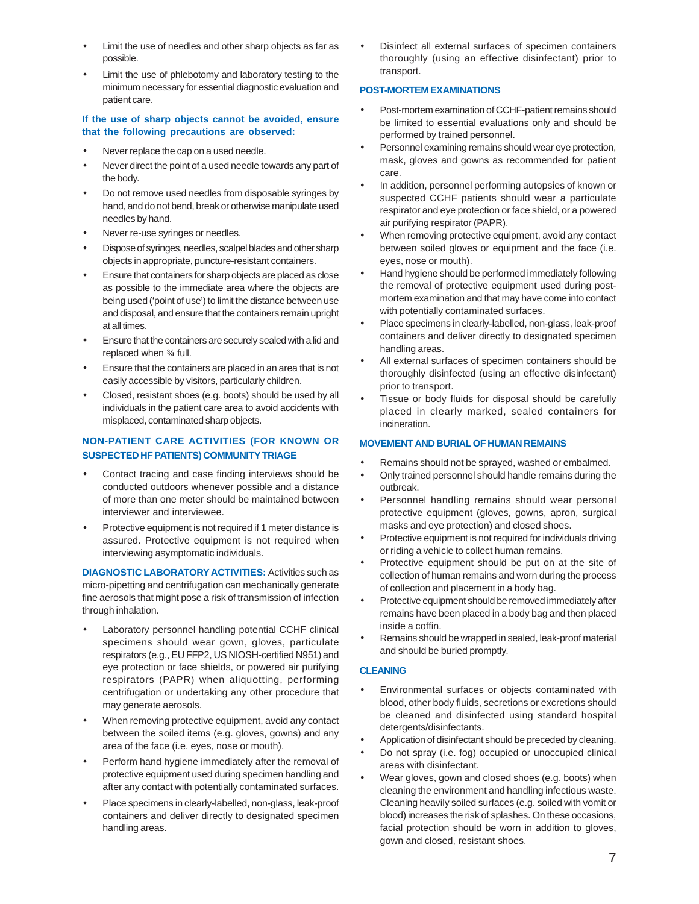- Limit the use of needles and other sharp objects as far as possible.
- Limit the use of phlebotomy and laboratory testing to the minimum necessary for essential diagnostic evaluation and patient care.

**If the use of sharp objects cannot be avoided, ensure that the following precautions are observed:**

- Never replace the cap on a used needle.
- Never direct the point of a used needle towards any part of the body.
- Do not remove used needles from disposable syringes by hand, and do not bend, break or otherwise manipulate used needles by hand.
- Never re-use syringes or needles.
- Dispose of syringes, needles, scalpel blades and other sharp objects in appropriate, puncture-resistant containers.
- Ensure that containers for sharp objects are placed as close as possible to the immediate area where the objects are being used ('point of use') to limit the distance between use and disposal, and ensure that the containers remain upright at all times.
- Ensure that the containers are securely sealed with a lid and replaced when ¾ full.
- Ensure that the containers are placed in an area that is not easily accessible by visitors, particularly children.
- Closed, resistant shoes (e.g. boots) should be used by all individuals in the patient care area to avoid accidents with misplaced, contaminated sharp objects.

### NON-PATIENT CARE ACTIVITIES (FOR KNOWN OR SUSPECTED HF PATIENTS) COMMUNITY TRIAGE

- Contact tracing and case finding interviews should be conducted outdoors whenever possible and a distance of more than one meter should be maintained between interviewer and interviewee.
- Protective equipment is not required if 1 meter distance is assured. Protective equipment is not required when interviewing asymptomatic individuals.

**DIAGNOSTIC LABORATORY ACTIVITIES:** Activities such as micro-pipetting and centrifugation can mechanically generate fine aerosols that might pose a risk of transmission of infection through inhalation.

- Laboratory personnel handling potential CCHF clinical specimens should wear gown, gloves, particulate respirators (e.g., EU FFP2, US NIOSH-certified N951) and eye protection or face shields, or powered air purifying respirators (PAPR) when aliquotting, performing centrifugation or undertaking any other procedure that may generate aerosols.
- When removing protective equipment, avoid any contact between the soiled items (e.g. gloves, gowns) and any area of the face (i.e. eyes, nose or mouth).
- Perform hand hygiene immediately after the removal of protective equipment used during specimen handling and after any contact with potentially contaminated surfaces.
- Place specimens in clearly-labelled, non-glass, leak-proof containers and deliver directly to designated specimen handling areas.
- Disinfect all external surfaces of specimen containers thoroughly (using an effective disinfectant) prior to transport.

### POST-MORTEM EXAMINATIONS

- Post-mortem examination of CCHF-patient remains should be limited to essential evaluations only and should be performed by trained personnel.
- Personnel examining remains should wear eye protection, mask, gloves and gowns as recommended for patient care.
- In addition, personnel performing autopsies of known or suspected CCHF patients should wear a particulate respirator and eye protection or face shield, or a powered air purifying respirator (PAPR).
- When removing protective equipment, avoid any contact between soiled gloves or equipment and the face (i.e. eyes, nose or mouth).
- Hand hygiene should be performed immediately following the removal of protective equipment used during post-mortem examination and that may have come into contact with potentially contaminated surfaces.
- Place specimens in clearly-labelled, non-glass, leak-proof containers and deliver directly to designated specimen handling areas.
- All external surfaces of specimen containers should be thoroughly disinfected (using an effective disinfectant) prior to transport.
- Tissue or body fluids for disposal should be carefully placed in clearly marked, sealed containers for incineration.

### MOVEMENT AND BURIAL OF HUMAN REMAINS

- Remains should not be sprayed, washed or embalmed.
- Only trained personnel should handle remains during the outbreak.
- Personnel handling remains should wear personal protective equipment (gloves, gowns, apron, surgical masks and eye protection) and closed shoes.
- Protective equipment is not required for individuals driving or riding a vehicle to collect human remains.
- Protective equipment should be put on at the site of collection of human remains and worn during the process of collection and placement in a body bag.
- Protective equipment should be removed immediately after remains have been placed in a body bag and then placed inside a coffin.
- Remains should be wrapped in sealed, leak-proof material and should be buried promptly.

### CLEANING

- Environmental surfaces or objects contaminated with blood, other body fluids, secretions or excretions should be cleaned and disinfected using standard hospital detergents/disinfectants.
- Application of disinfectant should be preceded by cleaning.
- Do not spray (i.e. fog) occupied or unoccupied clinical areas with disinfectant.
- Wear gloves, gown and closed shoes (e.g. boots) when cleaning the environment and handling infectious waste. Cleaning heavily soiled surfaces (e.g. soiled with vomit or blood) increases the risk of splashes. On these occasions, facial protection should be worn in addition to gloves, gown and closed, resistant shoes.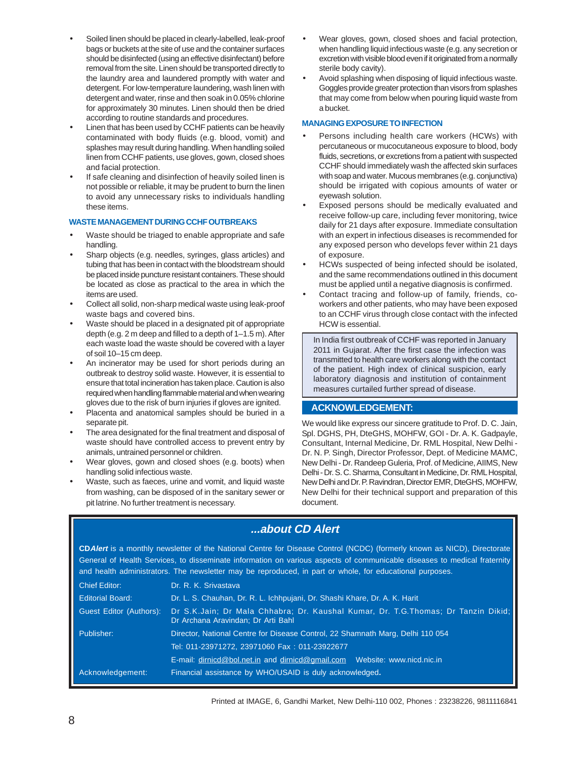- Soiled linen should be placed in clearly-labelled, leak-proof bags or buckets at the site of use and the container surfaces should be disinfected (using an effective disinfectant) before removal from the site. Linen should be transported directly to the laundry area and laundered promptly with water and detergent. For low-temperature laundering, wash linen with detergent and water, rinse and then soak in 0.05% chlorine for approximately 30 minutes. Linen should then be dried according to routine standards and procedures.
- Linen that has been used by CCHF patients can be heavily contaminated with body fluids (e.g. blood, vomit) and splashes may result during handling. When handling soiled linen from CCHF patients, use gloves, gown, closed shoes and facial protection.
- If safe cleaning and disinfection of heavily soiled linen is not possible or reliable, it may be prudent to burn the linen to avoid any unnecessary risks to individuals handling these items.

## WASTE MANAGEMENT DURING CCHF OUTBREAKS

- Waste should be triaged to enable appropriate and safe handling.
- Sharp objects (e.g. needles, syringes, glass articles) and tubing that has been in contact with the bloodstream should be placed inside puncture resistant containers. These should be located as close as practical to the area in which the items are used.
- Collect all solid, non-sharp medical waste using leak-proof waste bags and covered bins.
- Waste should be placed in a designated pit of appropriate depth (e.g. 2 m deep and filled to a depth of 1–1.5 m). After each waste load the waste should be covered with a layer of soil 10–15 cm deep.
- An incinerator may be used for short periods during an outbreak to destroy solid waste. However, it is essential to ensure that total incineration has taken place. Caution is also required when handling flammable material and when wearing gloves due to the risk of burn injuries if gloves are ignited.
- Placenta and anatomical samples should be buried in a separate pit.
- The area designated for the final treatment and disposal of waste should have controlled access to prevent entry by animals, untrained personnel or children.
- Wear gloves, gown and closed shoes (e.g. boots) when handling solid infectious waste.
- Waste, such as faeces, urine and vomit, and liquid waste from washing, can be disposed of in the sanitary sewer or pit latrine. No further treatment is necessary.
- Wear gloves, gown, closed shoes and facial protection, when handling liquid infectious waste (e.g. any secretion or excretion with visible blood even if it originated from a normally sterile body cavity).
- Avoid splashing when disposing of liquid infectious waste. Goggles provide greater protection than visors from splashes that may come from below when pouring liquid waste from a bucket.

## MANAGING EXPOSURE TO INFECTION

- Persons including health care workers (HCWs) with percutaneous or mucocutaneous exposure to blood, body fluids, secretions, or excretions from a patient with suspected CCHF should immediately wash the affected skin surfaces with soap and water. Mucous membranes (e.g. conjunctiva) should be irrigated with copious amounts of water or eyewash solution.
- Exposed persons should be medically evaluated and receive follow-up care, including fever monitoring, twice daily for 21 days after exposure. Immediate consultation with an expert in infectious diseases is recommended for any exposed person who develops fever within 21 days of exposure.
- HCWs suspected of being infected should be isolated, and the same recommendations outlined in this document must be applied until a negative diagnosis is confirmed.
- Contact tracing and follow-up of family, friends, co-workers and other patients, who may have been exposed to an CCHF virus through close contact with the infected HCW is essential.

> In India first outbreak of CCHF was reported in January 2011 in Gujarat. After the first case the infection was transmitted to health care workers along with the contact of the patient. High index of clinical suspicion, early laboratory diagnosis and institution of containment measures curtailed further spread of disease.

## ACKNOWLEDGEMENT:

We would like express our sincere gratitude to Prof. D. C. Jain, Spl. DGHS, PH, DteGHS, MOHFW, GOI - Dr. A. K. Gadpayle, Consultant, Internal Medicine, Dr. RML Hospital, New Delhi - Dr. N. P. Singh, Director Professor, Dept. of Medicine MAMC, New Delhi - Dr. Randeep Guleria, Prof. of Medicine, AIIMS, New Delhi - Dr. S. C. Sharma, Consultant in Medicine, Dr. RML Hospital, New Delhi and Dr. P. Ravindran, Director EMR, DteGHS, MOHFW, New Delhi for their technical support and preparation of this document.

## *...about CD Alert*

**CD*Alert*** is a monthly newsletter of the National Centre for Disease Control (NCDC) (formerly known as NICD), Directorate General of Health Services, to disseminate information on various aspects of communicable diseases to medical fraternity and health administrators. The newsletter may be reproduced, in part or whole, for educational purposes.

| | |
|---|---|
| Chief Editor: | Dr. R. K. Srivastava |
| Editorial Board: | Dr. L. S. Chauhan, Dr. R. L. Ichhpujani, Dr. Shashi Khare, Dr. A. K. Harit |
| Guest Editor (Authors): | Dr S.K.Jain; Dr Mala Chhabra; Dr. Kaushal Kumar, Dr. T.G.Thomas; Dr Tanzin Dikid; Dr Archana Aravindan; Dr Arti Bahl |
| Publisher: | Director, National Centre for Disease Control, 22 Shamnath Marg, Delhi 110 054 |
| | Tel: 011-23971272, 23971060 Fax : 011-23922677 |
| | E-mail: dirnicd@bol.net.in and dirnicd@gmail.com Website: www.nicd.nic.in |
| Acknowledgement: | Financial assistance by WHO/USAID is duly acknowledged. |

Printed at IMAGE, 6, Gandhi Market, New Delhi-110 002, Phones : 23238226, 9811116841